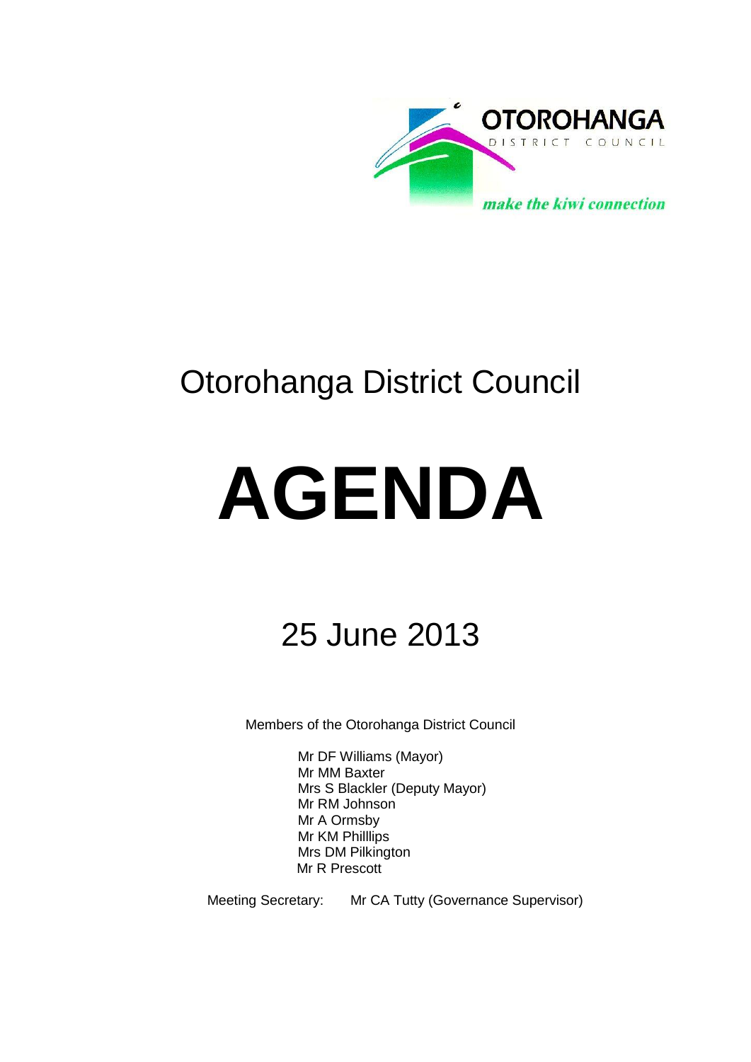OTOROHANGA
DISTRICT COUNCIL
*make the kiwi connection*

# Otorohanga District Council

# AGENDA

## 25 June 2013

Members of the Otorohanga District Council

Mr DF Williams (Mayor)
Mr MM Baxter
Mrs S Blackler (Deputy Mayor)
Mr RM Johnson
Mr A Ormsby
Mr KM Philllips
Mrs DM Pilkington
Mr R Prescott

Meeting Secretary: Mr CA Tutty (Governance Supervisor)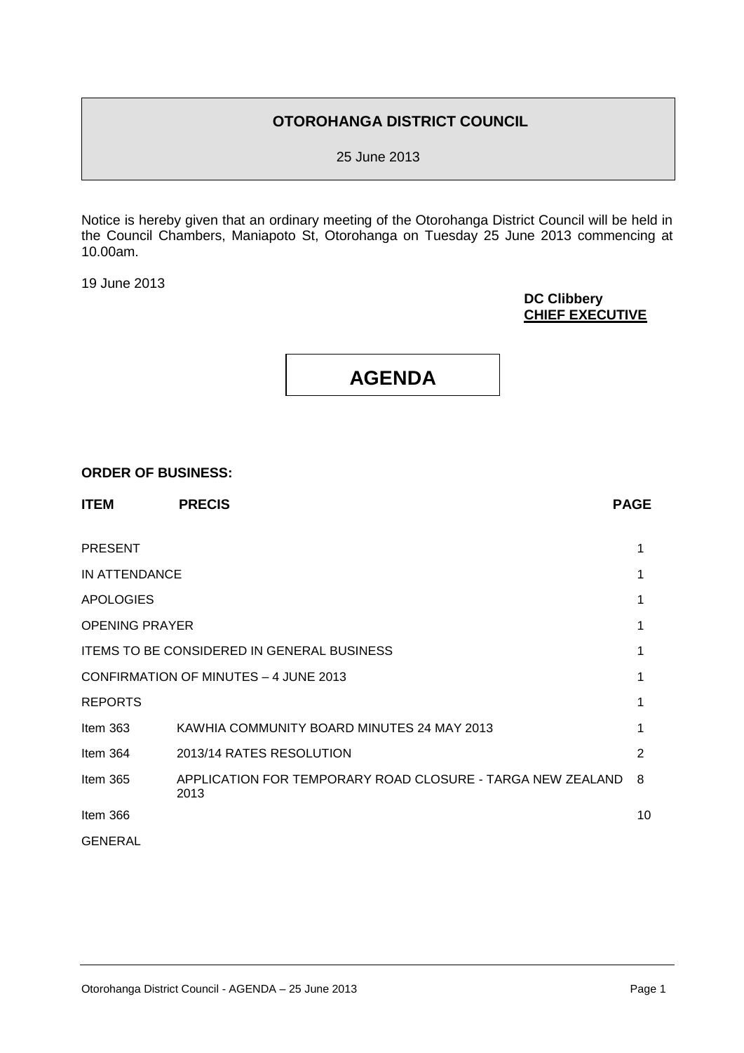**OTOROHANGA DISTRICT COUNCIL**

25 June 2013

Notice is hereby given that an ordinary meeting of the Otorohanga District Council will be held in the Council Chambers, Maniapoto St, Otorohanga on Tuesday 25 June 2013 commencing at 10.00am.

19 June 2013

**DC Clibbery**
**CHIEF EXECUTIVE**

# AGENDA

**ORDER OF BUSINESS:**

| ITEM | PRECIS | PAGE |
|---|---|---|
| PRESENT | | 1 |
| IN ATTENDANCE | | 1 |
| APOLOGIES | | 1 |
| OPENING PRAYER | | 1 |
| ITEMS TO BE CONSIDERED IN GENERAL BUSINESS | | 1 |
| CONFIRMATION OF MINUTES – 4 JUNE 2013 | | 1 |
| REPORTS | | 1 |
| Item 363 | KAWHIA COMMUNITY BOARD MINUTES 24 MAY 2013 | 1 |
| Item 364 | 2013/14 RATES RESOLUTION | 2 |
| Item 365 | APPLICATION FOR TEMPORARY ROAD CLOSURE - TARGA NEW ZEALAND 2013 | 8 |
| Item 366 | | 10 |
| GENERAL | | |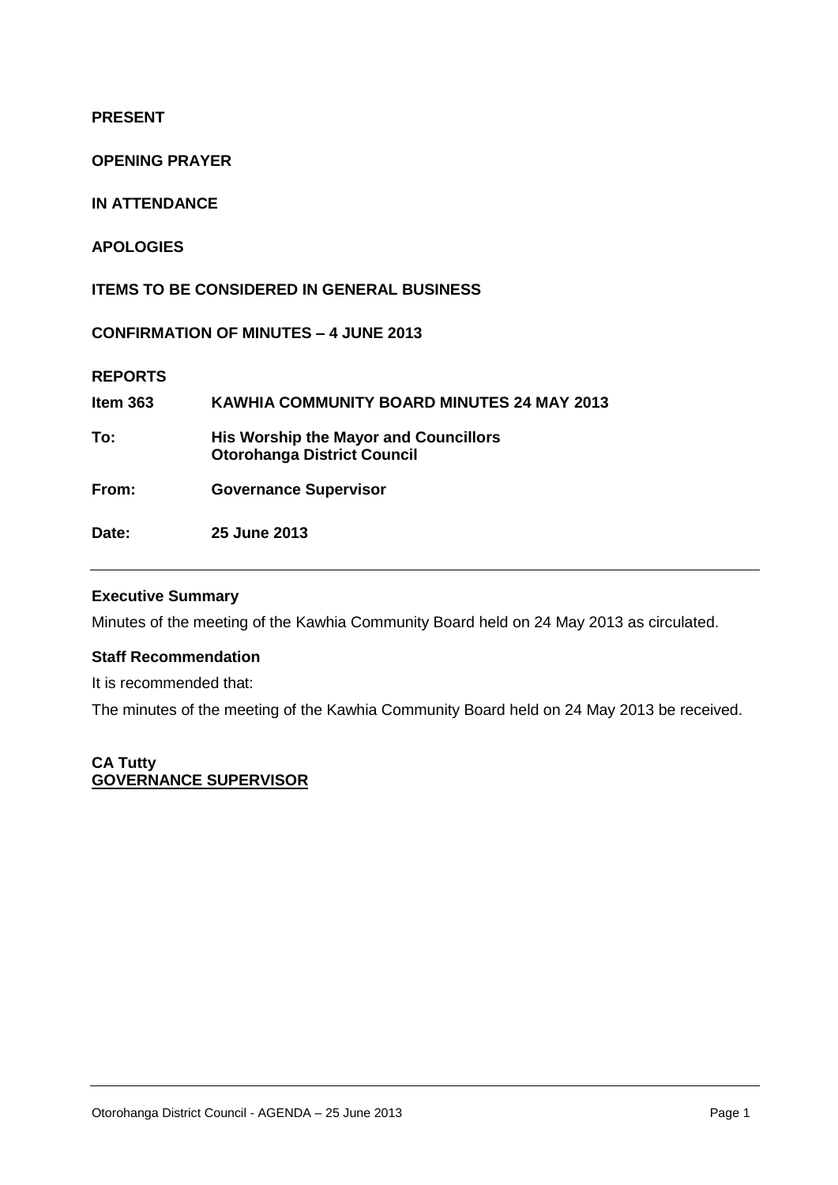**PRESENT**

**OPENING PRAYER**

**IN ATTENDANCE**

**APOLOGIES**

**ITEMS TO BE CONSIDERED IN GENERAL BUSINESS**

**CONFIRMATION OF MINUTES – 4 JUNE 2013**

**REPORTS**

| | |
|---|---|
| **Item 363** | **KAWHIA COMMUNITY BOARD MINUTES 24 MAY 2013** |
| **To:** | **His Worship the Mayor and Councillors Otorohanga District Council** |
| **From:** | **Governance Supervisor** |
| **Date:** | **25 June 2013** |

---

**Executive Summary**

Minutes of the meeting of the Kawhia Community Board held on 24 May 2013 as circulated.

**Staff Recommendation**

It is recommended that:

The minutes of the meeting of the Kawhia Community Board held on 24 May 2013 be received.

**CA Tutty**
**GOVERNANCE SUPERVISOR**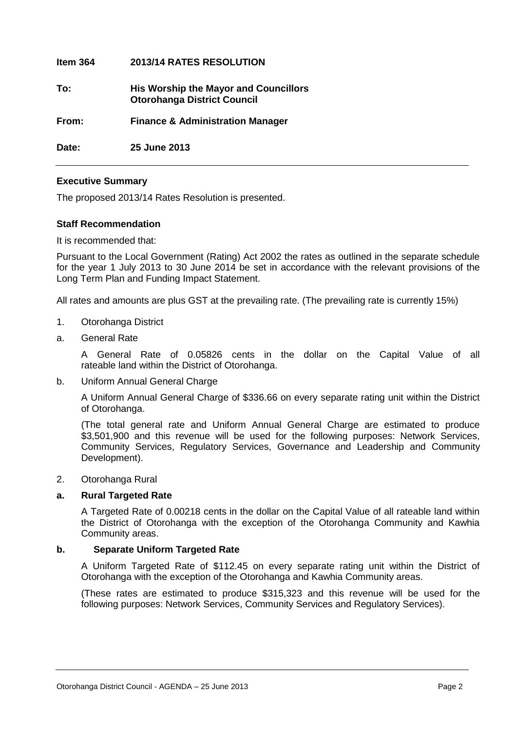**Item 364 2013/14 RATES RESOLUTION**

**To: His Worship the Mayor and Councillors**
**Otorohanga District Council**

**From: Finance & Administration Manager**

**Date: 25 June 2013**

---

**Executive Summary**

The proposed 2013/14 Rates Resolution is presented.

**Staff Recommendation**

It is recommended that:

Pursuant to the Local Government (Rating) Act 2002 the rates as outlined in the separate schedule for the year 1 July 2013 to 30 June 2014 be set in accordance with the relevant provisions of the Long Term Plan and Funding Impact Statement.

All rates and amounts are plus GST at the prevailing rate. (The prevailing rate is currently 15%)

1. Otorohanga District

a. General Rate

   A General Rate of 0.05826 cents in the dollar on the Capital Value of all rateable land within the District of Otorohanga.

b. Uniform Annual General Charge

   A Uniform Annual General Charge of $336.66 on every separate rating unit within the District of Otorohanga.

   (The total general rate and Uniform Annual General Charge are estimated to produce $3,501,900 and this revenue will be used for the following purposes: Network Services, Community Services, Regulatory Services, Governance and Leadership and Community Development).

2. Otorohanga Rural

**a. Rural Targeted Rate**

   A Targeted Rate of 0.00218 cents in the dollar on the Capital Value of all rateable land within the District of Otorohanga with the exception of the Otorohanga Community and Kawhia Community areas.

**b. Separate Uniform Targeted Rate**

   A Uniform Targeted Rate of $112.45 on every separate rating unit within the District of Otorohanga with the exception of the Otorohanga and Kawhia Community areas.

   (These rates are estimated to produce $315,323 and this revenue will be used for the following purposes: Network Services, Community Services and Regulatory Services).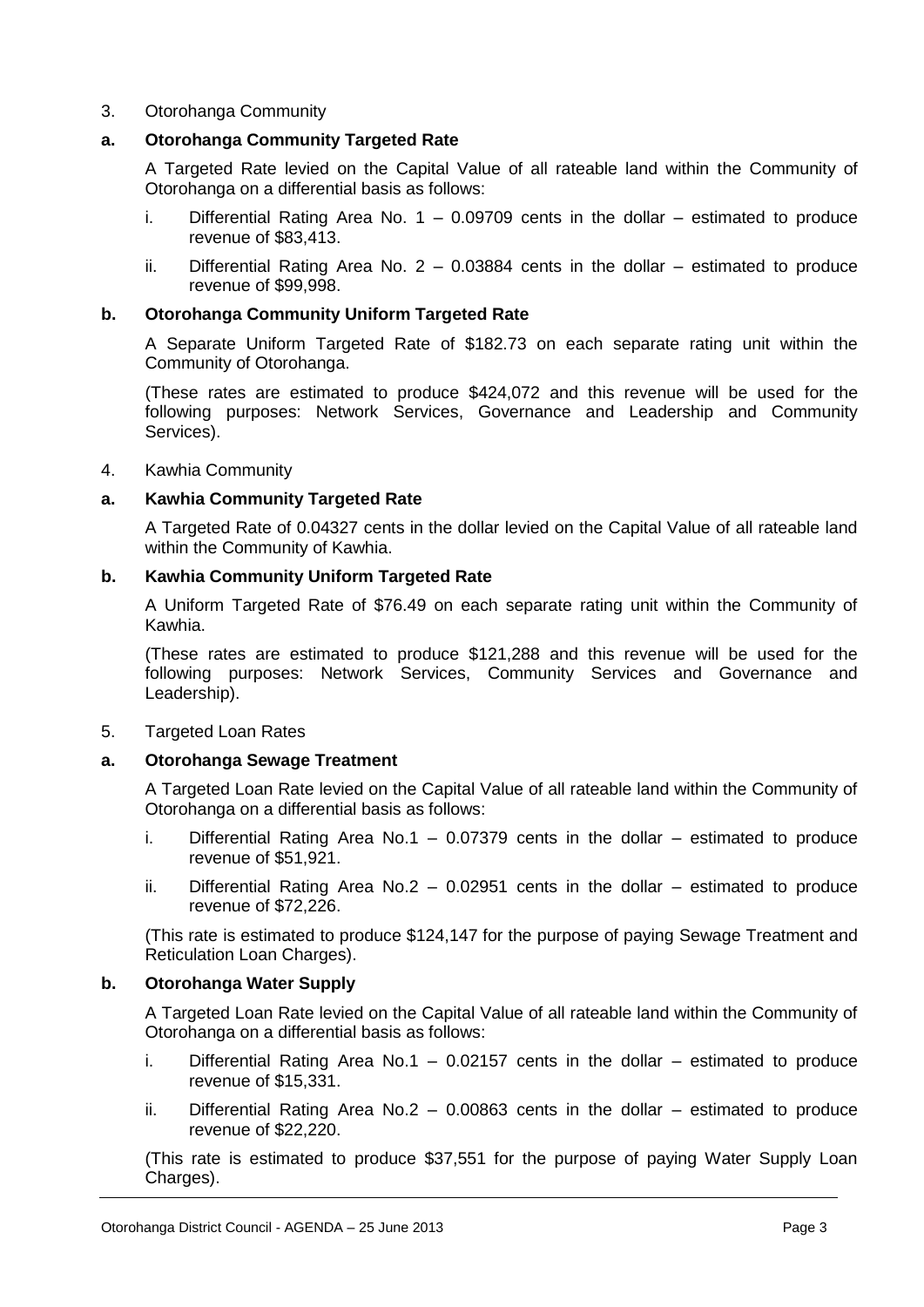3. Otorohanga Community

**a. Otorohanga Community Targeted Rate**

A Targeted Rate levied on the Capital Value of all rateable land within the Community of Otorohanga on a differential basis as follows:

i. Differential Rating Area No. 1 – 0.09709 cents in the dollar – estimated to produce revenue of $83,413.

ii. Differential Rating Area No. 2 – 0.03884 cents in the dollar – estimated to produce revenue of $99,998.

**b. Otorohanga Community Uniform Targeted Rate**

A Separate Uniform Targeted Rate of $182.73 on each separate rating unit within the Community of Otorohanga.

(These rates are estimated to produce $424,072 and this revenue will be used for the following purposes: Network Services, Governance and Leadership and Community Services).

4. Kawhia Community

**a. Kawhia Community Targeted Rate**

A Targeted Rate of 0.04327 cents in the dollar levied on the Capital Value of all rateable land within the Community of Kawhia.

**b. Kawhia Community Uniform Targeted Rate**

A Uniform Targeted Rate of $76.49 on each separate rating unit within the Community of Kawhia.

(These rates are estimated to produce $121,288 and this revenue will be used for the following purposes: Network Services, Community Services and Governance and Leadership).

5. Targeted Loan Rates

**a. Otorohanga Sewage Treatment**

A Targeted Loan Rate levied on the Capital Value of all rateable land within the Community of Otorohanga on a differential basis as follows:

i. Differential Rating Area No.1 – 0.07379 cents in the dollar – estimated to produce revenue of $51,921.

ii. Differential Rating Area No.2 – 0.02951 cents in the dollar – estimated to produce revenue of $72,226.

(This rate is estimated to produce $124,147 for the purpose of paying Sewage Treatment and Reticulation Loan Charges).

**b. Otorohanga Water Supply**

A Targeted Loan Rate levied on the Capital Value of all rateable land within the Community of Otorohanga on a differential basis as follows:

i. Differential Rating Area No.1 – 0.02157 cents in the dollar – estimated to produce revenue of $15,331.

ii. Differential Rating Area No.2 – 0.00863 cents in the dollar – estimated to produce revenue of $22,220.

(This rate is estimated to produce $37,551 for the purpose of paying Water Supply Loan Charges).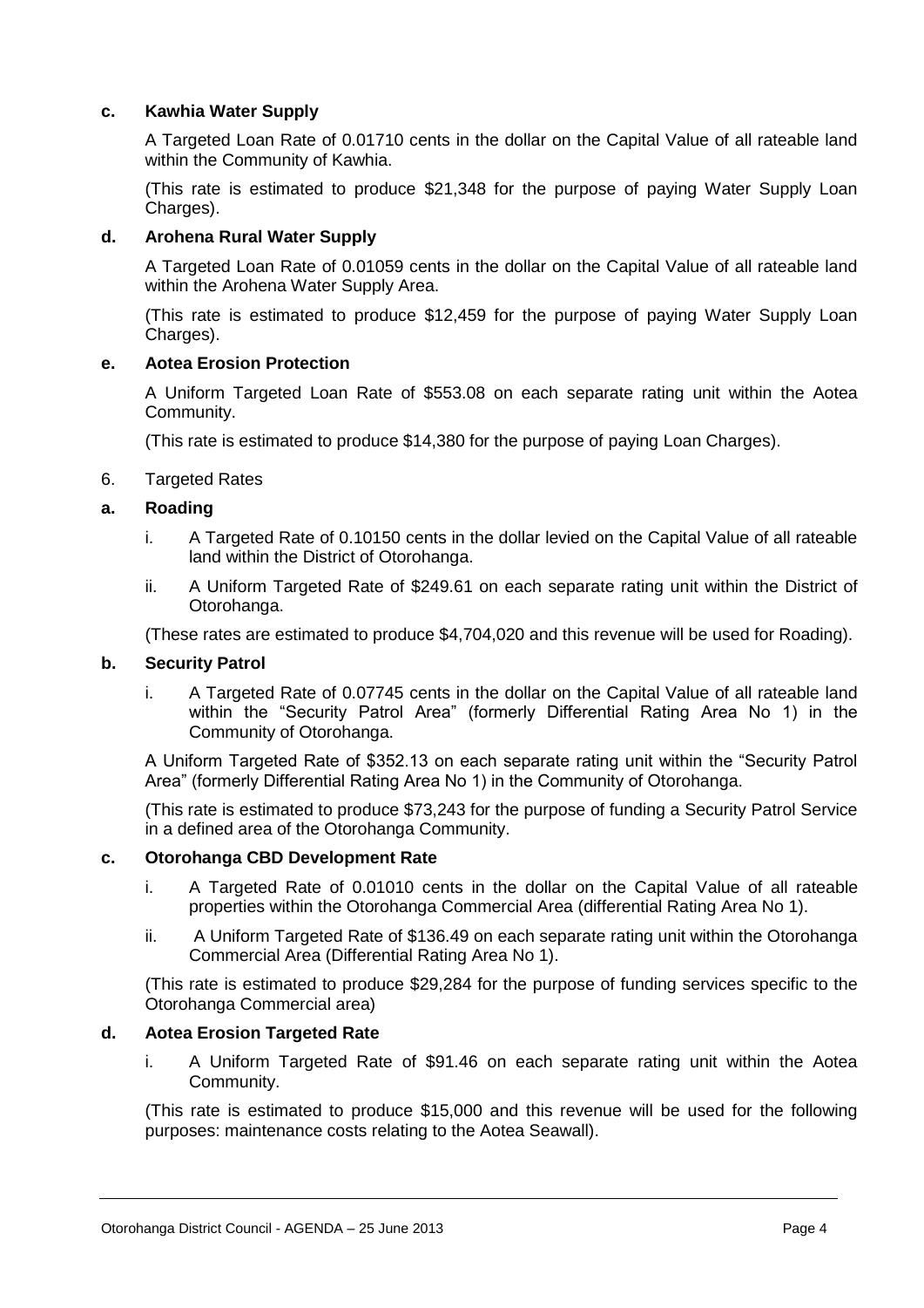**c. Kawhia Water Supply**

A Targeted Loan Rate of 0.01710 cents in the dollar on the Capital Value of all rateable land within the Community of Kawhia.

(This rate is estimated to produce $21,348 for the purpose of paying Water Supply Loan Charges).

**d. Arohena Rural Water Supply**

A Targeted Loan Rate of 0.01059 cents in the dollar on the Capital Value of all rateable land within the Arohena Water Supply Area.

(This rate is estimated to produce $12,459 for the purpose of paying Water Supply Loan Charges).

**e. Aotea Erosion Protection**

A Uniform Targeted Loan Rate of $553.08 on each separate rating unit within the Aotea Community.

(This rate is estimated to produce $14,380 for the purpose of paying Loan Charges).

6. Targeted Rates

**a. Roading**

i. A Targeted Rate of 0.10150 cents in the dollar levied on the Capital Value of all rateable land within the District of Otorohanga.

ii. A Uniform Targeted Rate of $249.61 on each separate rating unit within the District of Otorohanga.

(These rates are estimated to produce $4,704,020 and this revenue will be used for Roading).

**b. Security Patrol**

i. A Targeted Rate of 0.07745 cents in the dollar on the Capital Value of all rateable land within the "Security Patrol Area" (formerly Differential Rating Area No 1) in the Community of Otorohanga.

A Uniform Targeted Rate of $352.13 on each separate rating unit within the "Security Patrol Area" (formerly Differential Rating Area No 1) in the Community of Otorohanga.

(This rate is estimated to produce $73,243 for the purpose of funding a Security Patrol Service in a defined area of the Otorohanga Community.

**c. Otorohanga CBD Development Rate**

i. A Targeted Rate of 0.01010 cents in the dollar on the Capital Value of all rateable properties within the Otorohanga Commercial Area (differential Rating Area No 1).

ii. A Uniform Targeted Rate of $136.49 on each separate rating unit within the Otorohanga Commercial Area (Differential Rating Area No 1).

(This rate is estimated to produce $29,284 for the purpose of funding services specific to the Otorohanga Commercial area)

**d. Aotea Erosion Targeted Rate**

i. A Uniform Targeted Rate of $91.46 on each separate rating unit within the Aotea Community.

(This rate is estimated to produce $15,000 and this revenue will be used for the following purposes: maintenance costs relating to the Aotea Seawall).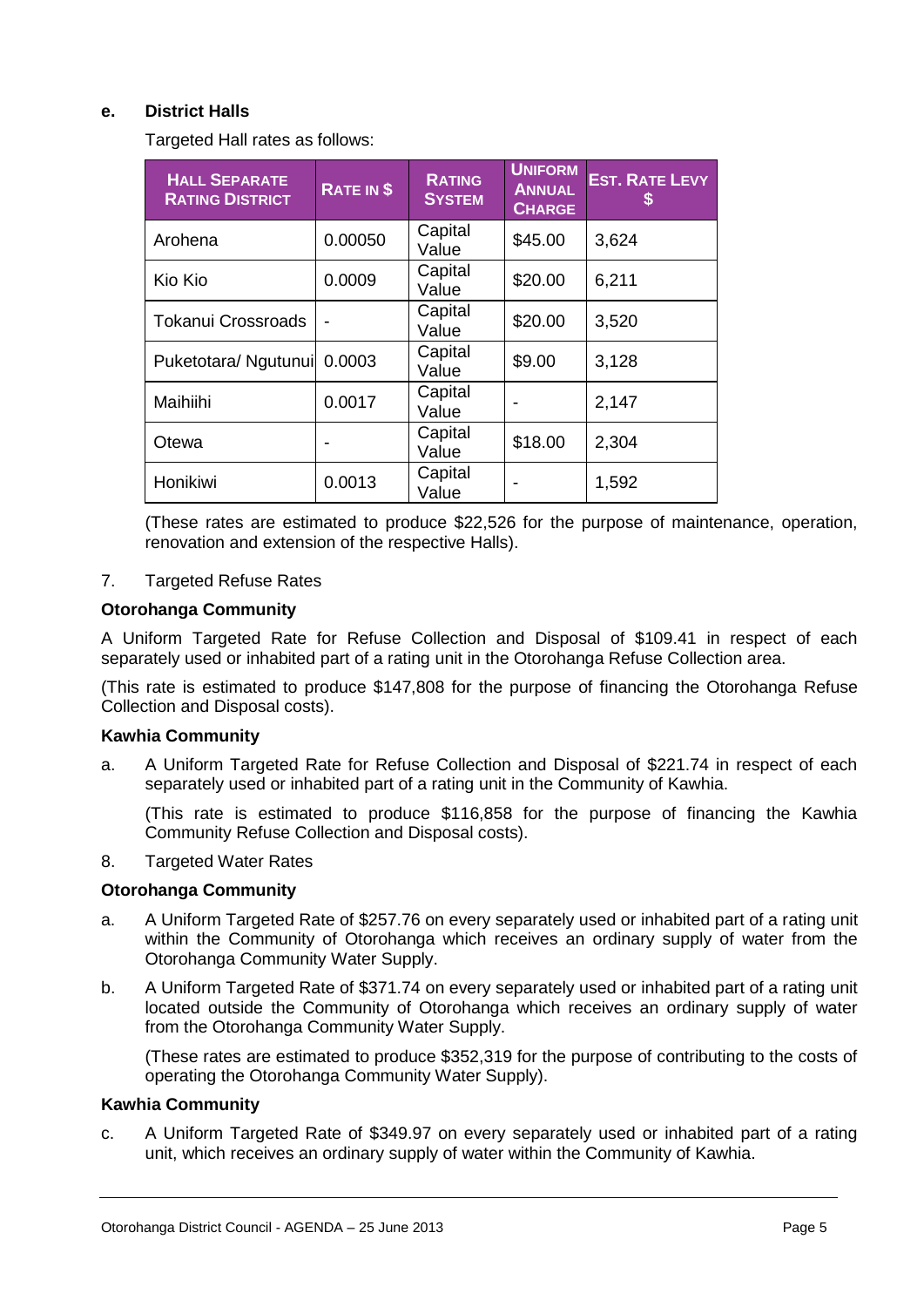**e. District Halls**

Targeted Hall rates as follows:

| HALL SEPARATE RATING DISTRICT | RATE IN $ | RATING SYSTEM | UNIFORM ANNUAL CHARGE | EST. RATE LEVY $ |
|---|---|---|---|---|
| Arohena | 0.00050 | Capital Value | $45.00 | 3,624 |
| Kio Kio | 0.0009 | Capital Value | $20.00 | 6,211 |
| Tokanui Crossroads | - | Capital Value | $20.00 | 3,520 |
| Puketotara/ Ngutunui | 0.0003 | Capital Value | $9.00 | 3,128 |
| Maihiihi | 0.0017 | Capital Value | - | 2,147 |
| Otewa | - | Capital Value | $18.00 | 2,304 |
| Honikiwi | 0.0013 | Capital Value | - | 1,592 |

(These rates are estimated to produce $22,526 for the purpose of maintenance, operation, renovation and extension of the respective Halls).

7. Targeted Refuse Rates

**Otorohanga Community**

A Uniform Targeted Rate for Refuse Collection and Disposal of $109.41 in respect of each separately used or inhabited part of a rating unit in the Otorohanga Refuse Collection area.

(This rate is estimated to produce $147,808 for the purpose of financing the Otorohanga Refuse Collection and Disposal costs).

**Kawhia Community**

a. A Uniform Targeted Rate for Refuse Collection and Disposal of $221.74 in respect of each separately used or inhabited part of a rating unit in the Community of Kawhia.

   (This rate is estimated to produce $116,858 for the purpose of financing the Kawhia Community Refuse Collection and Disposal costs).

8. Targeted Water Rates

**Otorohanga Community**

a. A Uniform Targeted Rate of $257.76 on every separately used or inhabited part of a rating unit within the Community of Otorohanga which receives an ordinary supply of water from the Otorohanga Community Water Supply.

b. A Uniform Targeted Rate of $371.74 on every separately used or inhabited part of a rating unit located outside the Community of Otorohanga which receives an ordinary supply of water from the Otorohanga Community Water Supply.

   (These rates are estimated to produce $352,319 for the purpose of contributing to the costs of operating the Otorohanga Community Water Supply).

**Kawhia Community**

c. A Uniform Targeted Rate of $349.97 on every separately used or inhabited part of a rating unit, which receives an ordinary supply of water within the Community of Kawhia.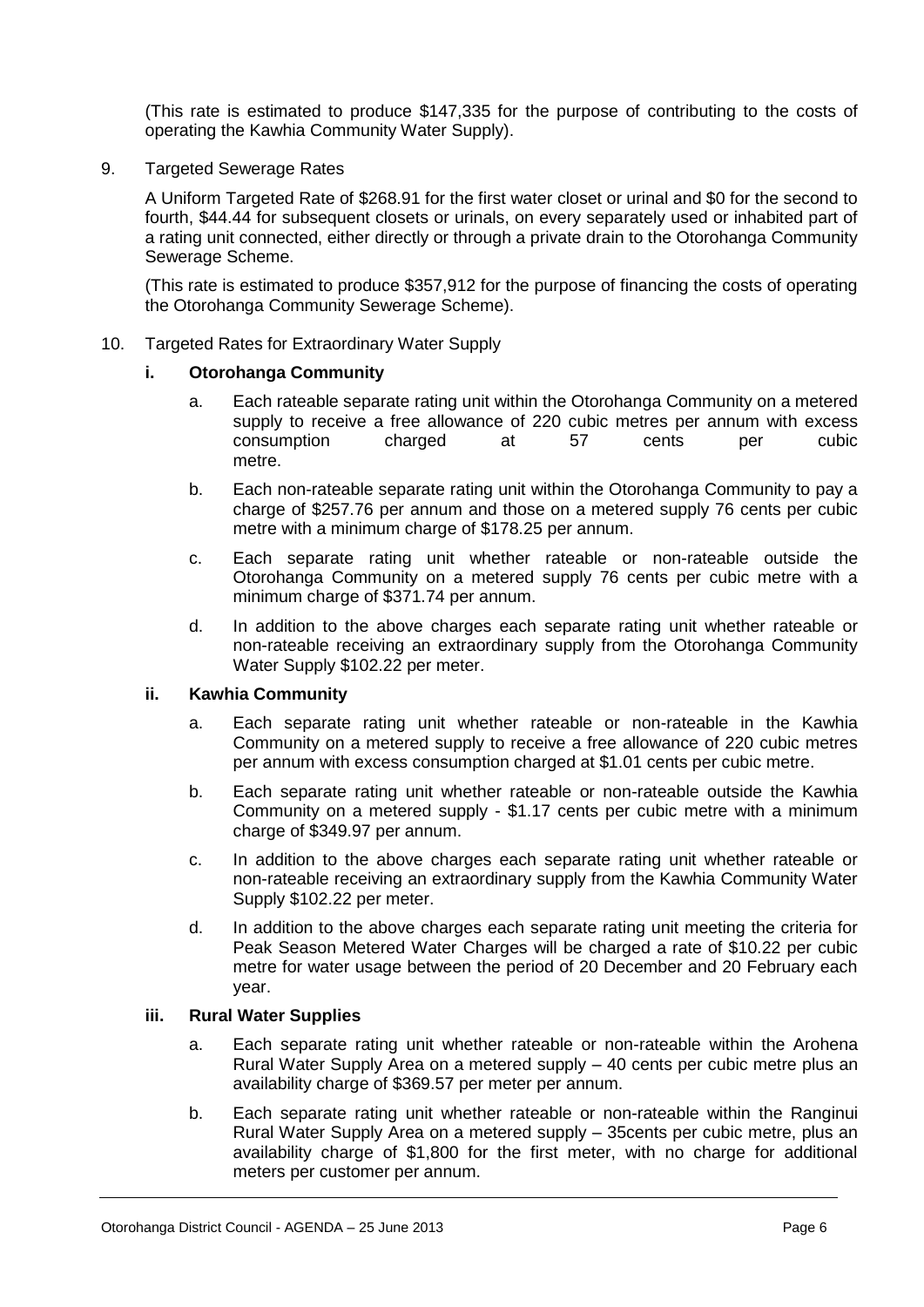(This rate is estimated to produce $147,335 for the purpose of contributing to the costs of operating the Kawhia Community Water Supply).

9. Targeted Sewerage Rates

   A Uniform Targeted Rate of $268.91 for the first water closet or urinal and $0 for the second to fourth, $44.44 for subsequent closets or urinals, on every separately used or inhabited part of a rating unit connected, either directly or through a private drain to the Otorohanga Community Sewerage Scheme.

   (This rate is estimated to produce $357,912 for the purpose of financing the costs of operating the Otorohanga Community Sewerage Scheme).

10. Targeted Rates for Extraordinary Water Supply

    **i. Otorohanga Community**

    a. Each rateable separate rating unit within the Otorohanga Community on a metered supply to receive a free allowance of 220 cubic metres per annum with excess consumption charged at 57 cents per cubic metre.

    b. Each non-rateable separate rating unit within the Otorohanga Community to pay a charge of $257.76 per annum and those on a metered supply 76 cents per cubic metre with a minimum charge of $178.25 per annum.

    c. Each separate rating unit whether rateable or non-rateable outside the Otorohanga Community on a metered supply 76 cents per cubic metre with a minimum charge of $371.74 per annum.

    d. In addition to the above charges each separate rating unit whether rateable or non-rateable receiving an extraordinary supply from the Otorohanga Community Water Supply $102.22 per meter.

    **ii. Kawhia Community**

    a. Each separate rating unit whether rateable or non-rateable in the Kawhia Community on a metered supply to receive a free allowance of 220 cubic metres per annum with excess consumption charged at $1.01 cents per cubic metre.

    b. Each separate rating unit whether rateable or non-rateable outside the Kawhia Community on a metered supply - $1.17 cents per cubic metre with a minimum charge of $349.97 per annum.

    c. In addition to the above charges each separate rating unit whether rateable or non-rateable receiving an extraordinary supply from the Kawhia Community Water Supply $102.22 per meter.

    d. In addition to the above charges each separate rating unit meeting the criteria for Peak Season Metered Water Charges will be charged a rate of $10.22 per cubic metre for water usage between the period of 20 December and 20 February each year.

    **iii. Rural Water Supplies**

    a. Each separate rating unit whether rateable or non-rateable within the Arohena Rural Water Supply Area on a metered supply – 40 cents per cubic metre plus an availability charge of $369.57 per meter per annum.

    b. Each separate rating unit whether rateable or non-rateable within the Ranginui Rural Water Supply Area on a metered supply – 35cents per cubic metre, plus an availability charge of $1,800 for the first meter, with no charge for additional meters per customer per annum.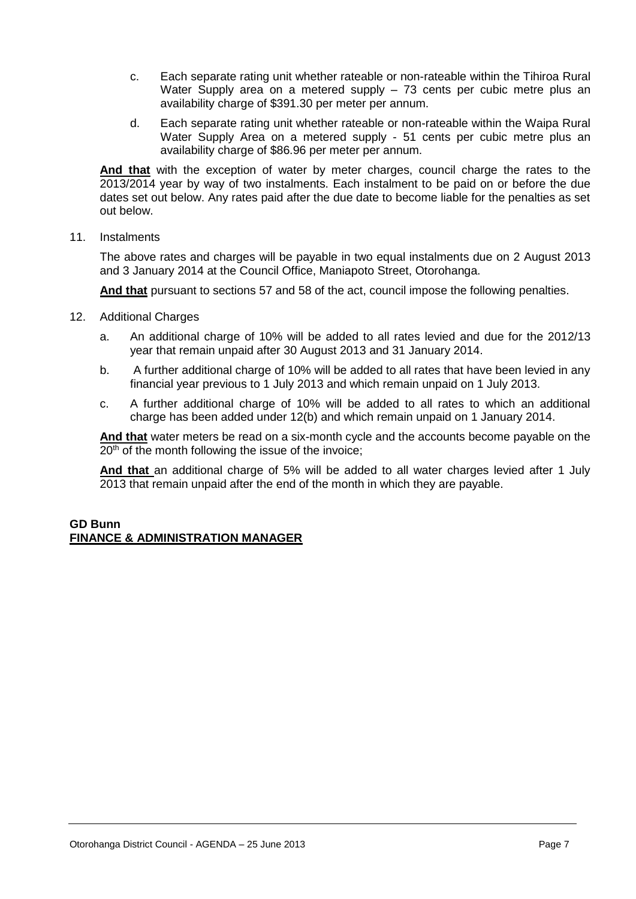c. Each separate rating unit whether rateable or non-rateable within the Tihiroa Rural Water Supply area on a metered supply – 73 cents per cubic metre plus an availability charge of $391.30 per meter per annum.

d. Each separate rating unit whether rateable or non-rateable within the Waipa Rural Water Supply Area on a metered supply - 51 cents per cubic metre plus an availability charge of $86.96 per meter per annum.

**And that** with the exception of water by meter charges, council charge the rates to the 2013/2014 year by way of two instalments. Each instalment to be paid on or before the due dates set out below. Any rates paid after the due date to become liable for the penalties as set out below.

11. Instalments

The above rates and charges will be payable in two equal instalments due on 2 August 2013 and 3 January 2014 at the Council Office, Maniapoto Street, Otorohanga.

**And that** pursuant to sections 57 and 58 of the act, council impose the following penalties.

12. Additional Charges

a. An additional charge of 10% will be added to all rates levied and due for the 2012/13 year that remain unpaid after 30 August 2013 and 31 January 2014.

b. A further additional charge of 10% will be added to all rates that have been levied in any financial year previous to 1 July 2013 and which remain unpaid on 1 July 2013.

c. A further additional charge of 10% will be added to all rates to which an additional charge has been added under 12(b) and which remain unpaid on 1 January 2014.

**And that** water meters be read on a six-month cycle and the accounts become payable on the 20th of the month following the issue of the invoice;

**And that** an additional charge of 5% will be added to all water charges levied after 1 July 2013 that remain unpaid after the end of the month in which they are payable.

**GD Bunn**
**FINANCE & ADMINISTRATION MANAGER**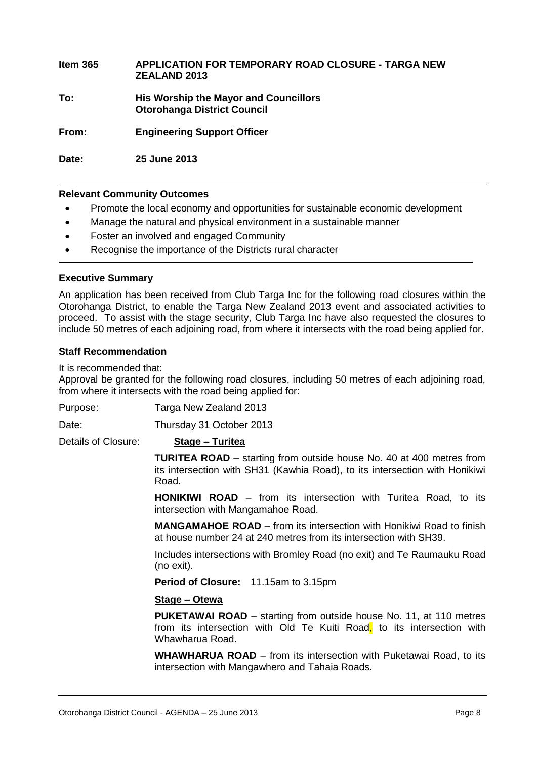**Item 365 APPLICATION FOR TEMPORARY ROAD CLOSURE - TARGA NEW ZEALAND 2013**

**To: His Worship the Mayor and Councillors Otorohanga District Council**

**From: Engineering Support Officer**

**Date: 25 June 2013**

---

**Relevant Community Outcomes**

- Promote the local economy and opportunities for sustainable economic development
- Manage the natural and physical environment in a sustainable manner
- Foster an involved and engaged Community
- Recognise the importance of the Districts rural character

---

**Executive Summary**

An application has been received from Club Targa Inc for the following road closures within the Otorohanga District, to enable the Targa New Zealand 2013 event and associated activities to proceed. To assist with the stage security, Club Targa Inc have also requested the closures to include 50 metres of each adjoining road, from where it intersects with the road being applied for.

**Staff Recommendation**

It is recommended that:

Approval be granted for the following road closures, including 50 metres of each adjoining road, from where it intersects with the road being applied for:

Purpose: Targa New Zealand 2013

Date: Thursday 31 October 2013

Details of Closure: **Stage – Turitea**

**TURITEA ROAD** – starting from outside house No. 40 at 400 metres from its intersection with SH31 (Kawhia Road), to its intersection with Honikiwi Road.

**HONIKIWI ROAD** – from its intersection with Turitea Road, to its intersection with Mangamahoe Road.

**MANGAMAHOE ROAD** – from its intersection with Honikiwi Road to finish at house number 24 at 240 metres from its intersection with SH39.

Includes intersections with Bromley Road (no exit) and Te Raumauku Road (no exit).

**Period of Closure:** 11.15am to 3.15pm

**Stage – Otewa**

**PUKETAWAI ROAD** – starting from outside house No. 11, at 110 metres from its intersection with Old Te Kuiti Road, to its intersection with Whawharua Road.

**WHAWHARUA ROAD** – from its intersection with Puketawai Road, to its intersection with Mangawhero and Tahaia Roads.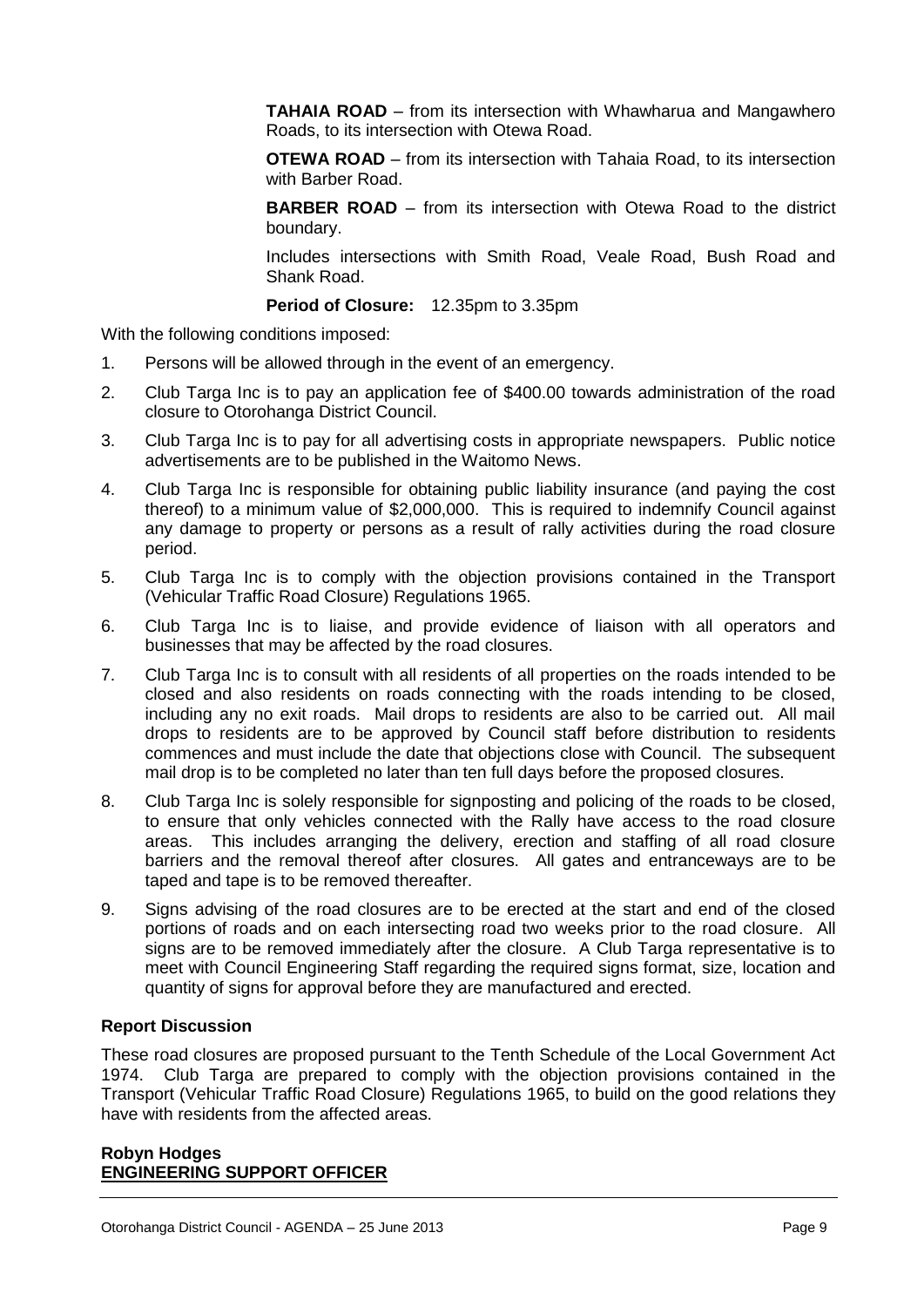**TAHAIA ROAD** – from its intersection with Whawharua and Mangawhero Roads, to its intersection with Otewa Road.

**OTEWA ROAD** – from its intersection with Tahaia Road, to its intersection with Barber Road.

**BARBER ROAD** – from its intersection with Otewa Road to the district boundary.

Includes intersections with Smith Road, Veale Road, Bush Road and Shank Road.

**Period of Closure:** 12.35pm to 3.35pm

With the following conditions imposed:

1. Persons will be allowed through in the event of an emergency.
2. Club Targa Inc is to pay an application fee of $400.00 towards administration of the road closure to Otorohanga District Council.
3. Club Targa Inc is to pay for all advertising costs in appropriate newspapers. Public notice advertisements are to be published in the Waitomo News.
4. Club Targa Inc is responsible for obtaining public liability insurance (and paying the cost thereof) to a minimum value of $2,000,000. This is required to indemnify Council against any damage to property or persons as a result of rally activities during the road closure period.
5. Club Targa Inc is to comply with the objection provisions contained in the Transport (Vehicular Traffic Road Closure) Regulations 1965.
6. Club Targa Inc is to liaise, and provide evidence of liaison with all operators and businesses that may be affected by the road closures.
7. Club Targa Inc is to consult with all residents of all properties on the roads intended to be closed and also residents on roads connecting with the roads intending to be closed, including any no exit roads. Mail drops to residents are also to be carried out. All mail drops to residents are to be approved by Council staff before distribution to residents commences and must include the date that objections close with Council. The subsequent mail drop is to be completed no later than ten full days before the proposed closures.
8. Club Targa Inc is solely responsible for signposting and policing of the roads to be closed, to ensure that only vehicles connected with the Rally have access to the road closure areas. This includes arranging the delivery, erection and staffing of all road closure barriers and the removal thereof after closures. All gates and entranceways are to be taped and tape is to be removed thereafter.
9. Signs advising of the road closures are to be erected at the start and end of the closed portions of roads and on each intersecting road two weeks prior to the road closure. All signs are to be removed immediately after the closure. A Club Targa representative is to meet with Council Engineering Staff regarding the required signs format, size, location and quantity of signs for approval before they are manufactured and erected.

## Report Discussion

These road closures are proposed pursuant to the Tenth Schedule of the Local Government Act 1974. Club Targa are prepared to comply with the objection provisions contained in the Transport (Vehicular Traffic Road Closure) Regulations 1965, to build on the good relations they have with residents from the affected areas.

**Robyn Hodges**
**ENGINEERING SUPPORT OFFICER**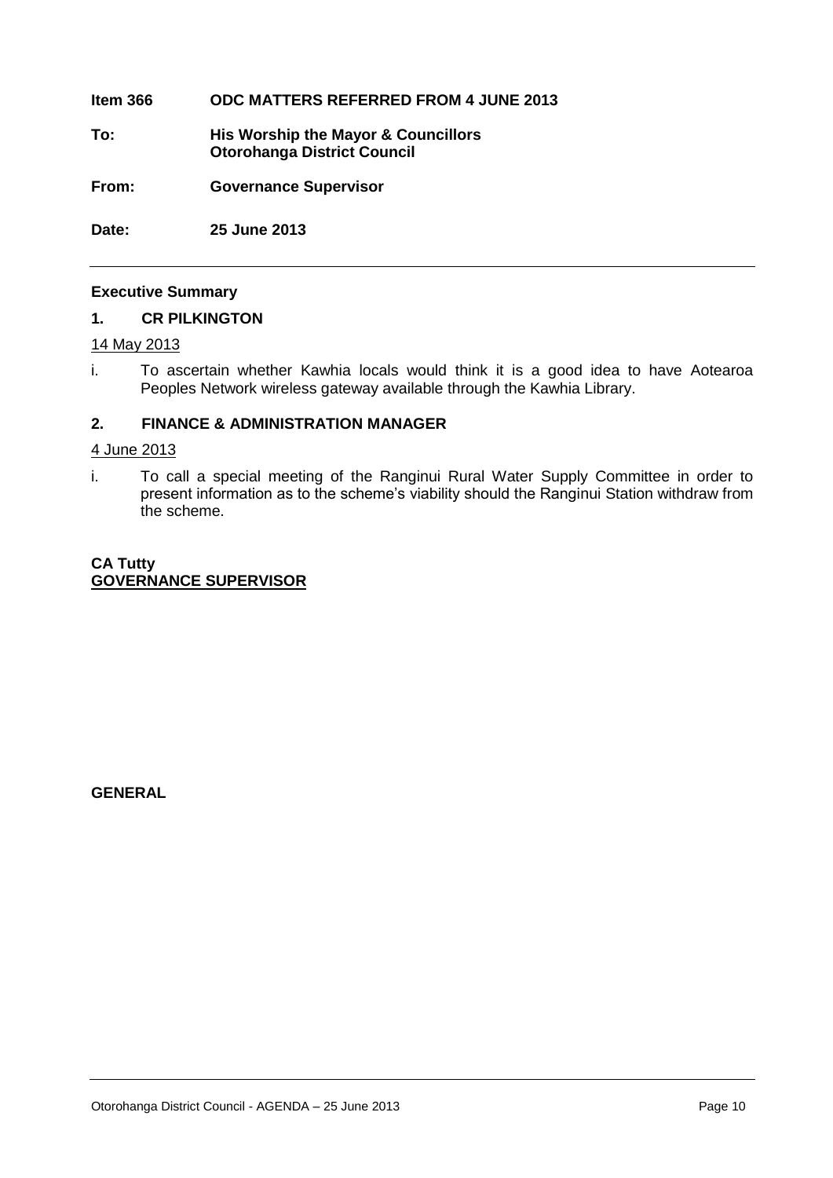**Item 366 ODC MATTERS REFERRED FROM 4 JUNE 2013**

**To: His Worship the Mayor & Councillors**
**Otorohanga District Council**

**From: Governance Supervisor**

**Date: 25 June 2013**

---

**Executive Summary**

**1. CR PILKINGTON**

14 May 2013

i. To ascertain whether Kawhia locals would think it is a good idea to have Aotearoa Peoples Network wireless gateway available through the Kawhia Library.

**2. FINANCE & ADMINISTRATION MANAGER**

4 June 2013

i. To call a special meeting of the Ranginui Rural Water Supply Committee in order to present information as to the scheme's viability should the Ranginui Station withdraw from the scheme.

**CA Tutty**
**GOVERNANCE SUPERVISOR**

**GENERAL**